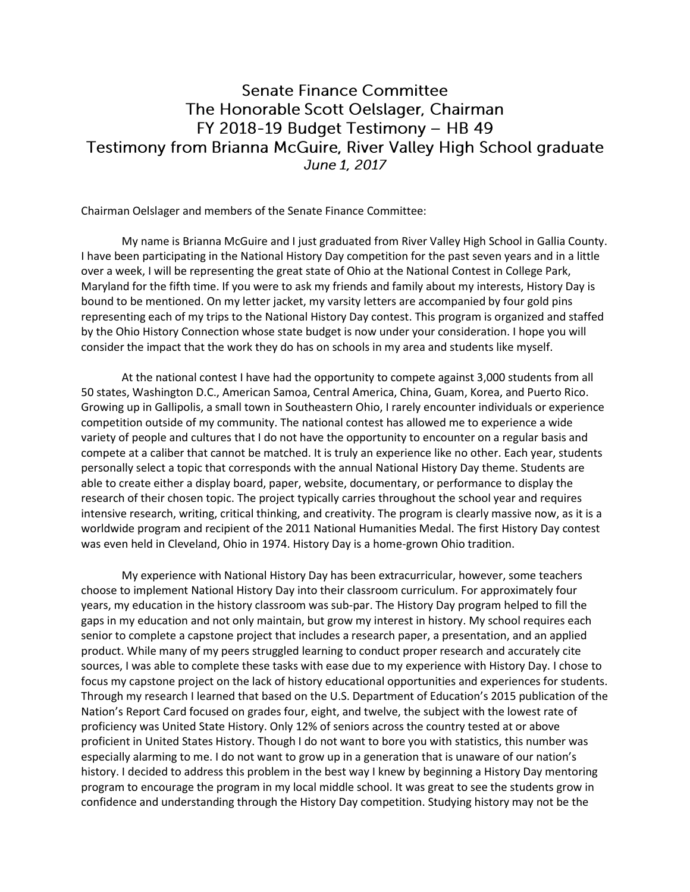# Senate Finance Committee
## The Honorable Scott Oelslager, Chairman
## FY 2018-19 Budget Testimony – HB 49
## Testimony from Brianna McGuire, River Valley High School graduate
*June 1, 2017*

Chairman Oelslager and members of the Senate Finance Committee:

My name is Brianna McGuire and I just graduated from River Valley High School in Gallia County. I have been participating in the National History Day competition for the past seven years and in a little over a week, I will be representing the great state of Ohio at the National Contest in College Park, Maryland for the fifth time. If you were to ask my friends and family about my interests, History Day is bound to be mentioned. On my letter jacket, my varsity letters are accompanied by four gold pins representing each of my trips to the National History Day contest. This program is organized and staffed by the Ohio History Connection whose state budget is now under your consideration. I hope you will consider the impact that the work they do has on schools in my area and students like myself.

At the national contest I have had the opportunity to compete against 3,000 students from all 50 states, Washington D.C., American Samoa, Central America, China, Guam, Korea, and Puerto Rico. Growing up in Gallipolis, a small town in Southeastern Ohio, I rarely encounter individuals or experience competition outside of my community. The national contest has allowed me to experience a wide variety of people and cultures that I do not have the opportunity to encounter on a regular basis and compete at a caliber that cannot be matched. It is truly an experience like no other. Each year, students personally select a topic that corresponds with the annual National History Day theme. Students are able to create either a display board, paper, website, documentary, or performance to display the research of their chosen topic. The project typically carries throughout the school year and requires intensive research, writing, critical thinking, and creativity. The program is clearly massive now, as it is a worldwide program and recipient of the 2011 National Humanities Medal. The first History Day contest was even held in Cleveland, Ohio in 1974. History Day is a home-grown Ohio tradition.

My experience with National History Day has been extracurricular, however, some teachers choose to implement National History Day into their classroom curriculum. For approximately four years, my education in the history classroom was sub-par. The History Day program helped to fill the gaps in my education and not only maintain, but grow my interest in history. My school requires each senior to complete a capstone project that includes a research paper, a presentation, and an applied product. While many of my peers struggled learning to conduct proper research and accurately cite sources, I was able to complete these tasks with ease due to my experience with History Day. I chose to focus my capstone project on the lack of history educational opportunities and experiences for students. Through my research I learned that based on the U.S. Department of Education's 2015 publication of the Nation's Report Card focused on grades four, eight, and twelve, the subject with the lowest rate of proficiency was United State History. Only 12% of seniors across the country tested at or above proficient in United States History. Though I do not want to bore you with statistics, this number was especially alarming to me. I do not want to grow up in a generation that is unaware of our nation's history. I decided to address this problem in the best way I knew by beginning a History Day mentoring program to encourage the program in my local middle school. It was great to see the students grow in confidence and understanding through the History Day competition. Studying history may not be the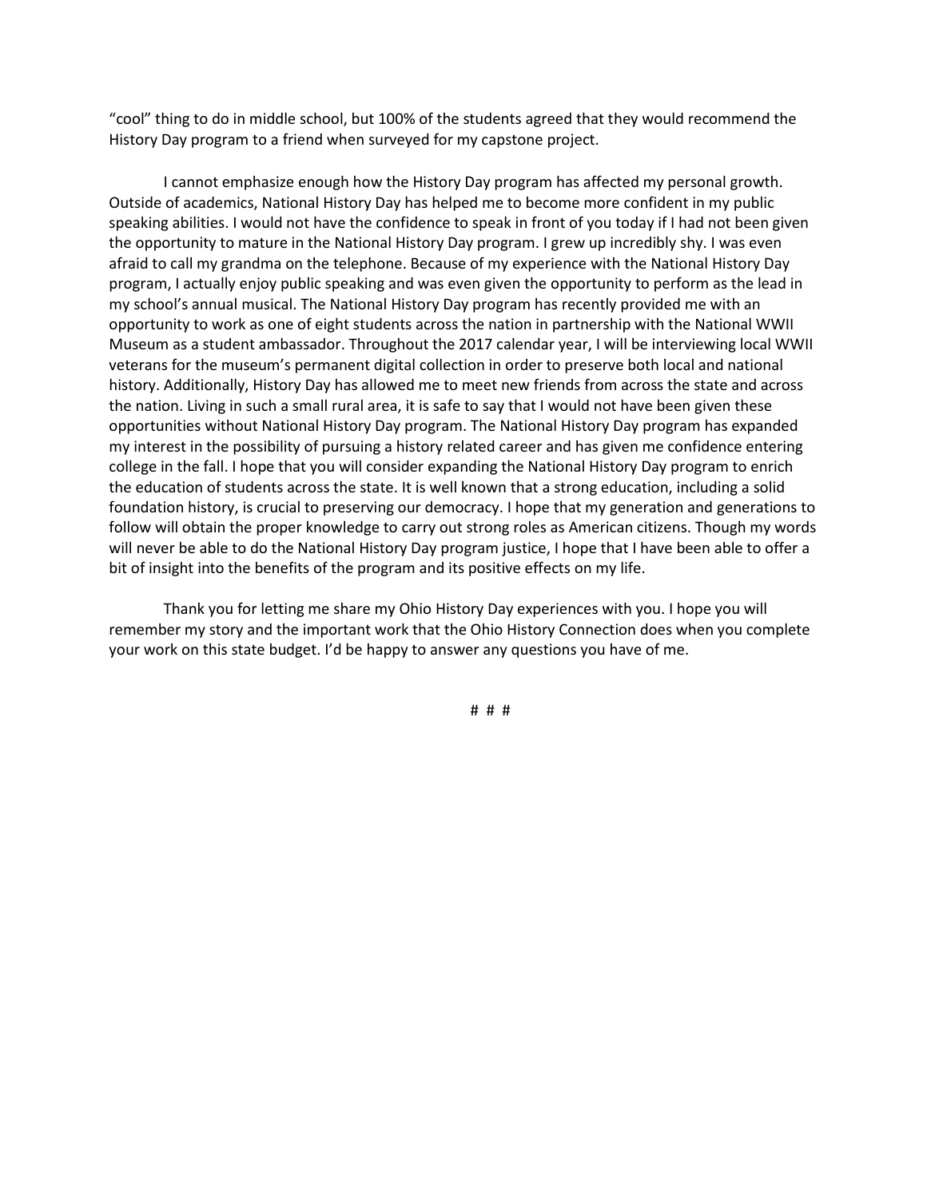“cool” thing to do in middle school, but 100% of the students agreed that they would recommend the History Day program to a friend when surveyed for my capstone project.

I cannot emphasize enough how the History Day program has affected my personal growth. Outside of academics, National History Day has helped me to become more confident in my public speaking abilities. I would not have the confidence to speak in front of you today if I had not been given the opportunity to mature in the National History Day program. I grew up incredibly shy. I was even afraid to call my grandma on the telephone. Because of my experience with the National History Day program, I actually enjoy public speaking and was even given the opportunity to perform as the lead in my school’s annual musical. The National History Day program has recently provided me with an opportunity to work as one of eight students across the nation in partnership with the National WWII Museum as a student ambassador. Throughout the 2017 calendar year, I will be interviewing local WWII veterans for the museum’s permanent digital collection in order to preserve both local and national history. Additionally, History Day has allowed me to meet new friends from across the state and across the nation. Living in such a small rural area, it is safe to say that I would not have been given these opportunities without National History Day program. The National History Day program has expanded my interest in the possibility of pursuing a history related career and has given me confidence entering college in the fall. I hope that you will consider expanding the National History Day program to enrich the education of students across the state. It is well known that a strong education, including a solid foundation history, is crucial to preserving our democracy. I hope that my generation and generations to follow will obtain the proper knowledge to carry out strong roles as American citizens. Though my words will never be able to do the National History Day program justice, I hope that I have been able to offer a bit of insight into the benefits of the program and its positive effects on my life.

Thank you for letting me share my Ohio History Day experiences with you. I hope you will remember my story and the important work that the Ohio History Connection does when you complete your work on this state budget. I’d be happy to answer any questions you have of me.

# # #